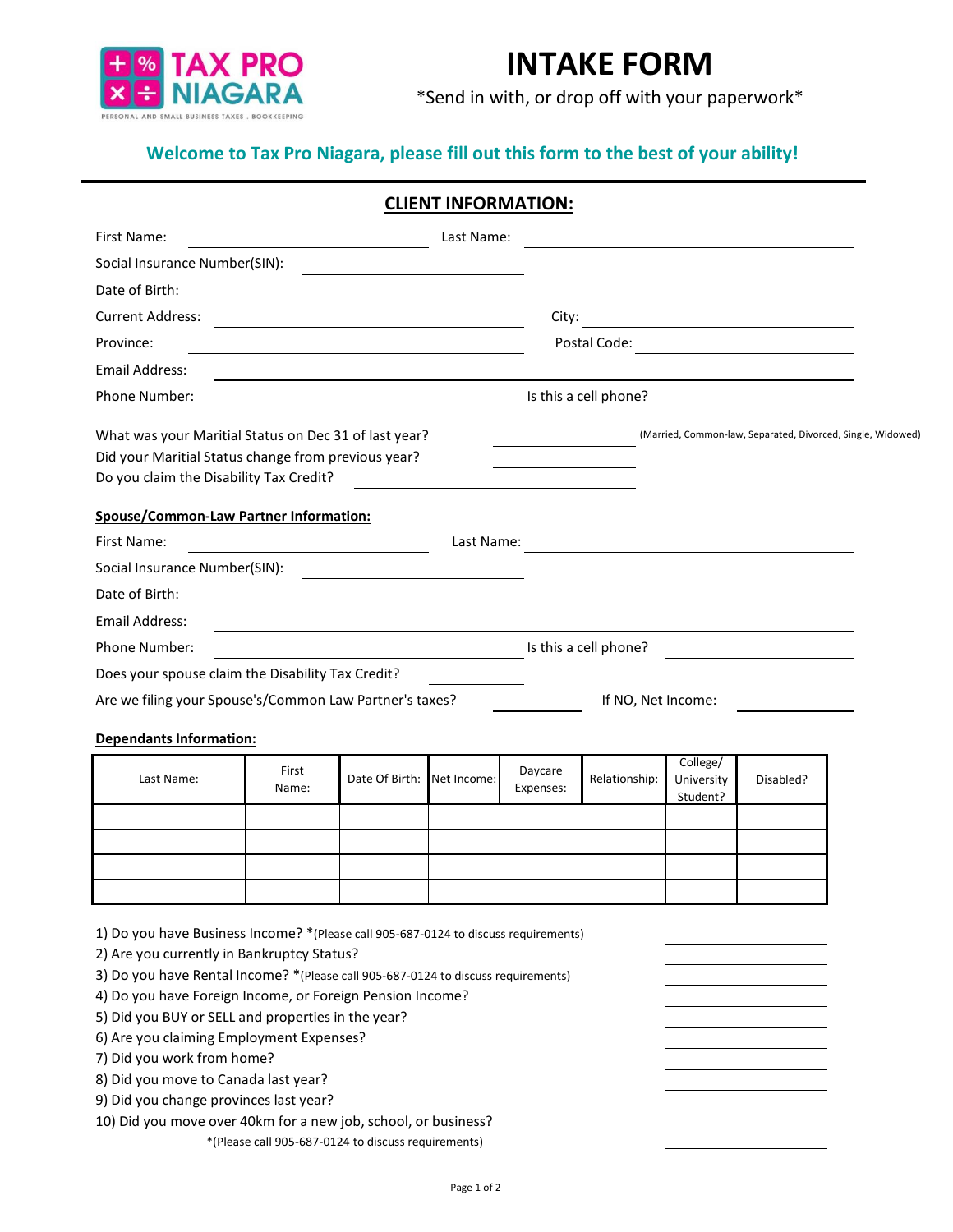TAX PRO NIAGARA

PERSONAL AND SMALL BUSINESS TAXES . BOOKKEEPING

# INTAKE FORM

*Send in with, or drop off with your paperwork*

## Welcome to Tax Pro Niagara, please fill out this form to the best of your ability!

## CLIENT INFORMATION:

First Name: ______________________ Last Name: ______________________

Social Insurance Number(SIN): ______________________

Date of Birth: ______________________

Current Address: ______________________ City: ______________________

Province: ______________________ Postal Code: ______________________

Email Address: ______________________

Phone Number: ______________________ Is this a cell phone? ______________________

What was your Maritial Status on Dec 31 of last year? ____________ (Married, Common-law, Separated, Divorced, Single, Widowed)

Did your Maritial Status change from previous year? ____________

Do you claim the Disability Tax Credit? ____________

**Spouse/Common-Law Partner Information:**

First Name: ______________________ Last Name: ______________________

Social Insurance Number(SIN): ______________________

Date of Birth: ______________________

Email Address: ______________________

Phone Number: ______________________ Is this a cell phone? ______________________

Does your spouse claim the Disability Tax Credit? ____________

Are we filing your Spouse's/Common Law Partner's taxes? ____________ If NO, Net Income: ____________

**Dependants Information:**

| Last Name: | First Name: | Date Of Birth: | Net Income: | Daycare Expenses: | Relationship: | College/ University Student? | Disabled? |
|---|---|---|---|---|---|---|---|
| | | | | | | | |
| | | | | | | | |
| | | | | | | | |
| | | | | | | | |

1) Do you have Business Income? *(Please call 905-687-0124 to discuss requirements) ____________
2) Are you currently in Bankruptcy Status? ____________
3) Do you have Rental Income? *(Please call 905-687-0124 to discuss requirements) ____________
4) Do you have Foreign Income, or Foreign Pension Income? ____________
5) Did you BUY or SELL and properties in the year? ____________
6) Are you claiming Employment Expenses? ____________
7) Did you work from home? ____________
8) Did you move to Canada last year? ____________
9) Did you change provinces last year? ____________
10) Did you move over 40km for a new job, school, or business? *(Please call 905-687-0124 to discuss requirements) ____________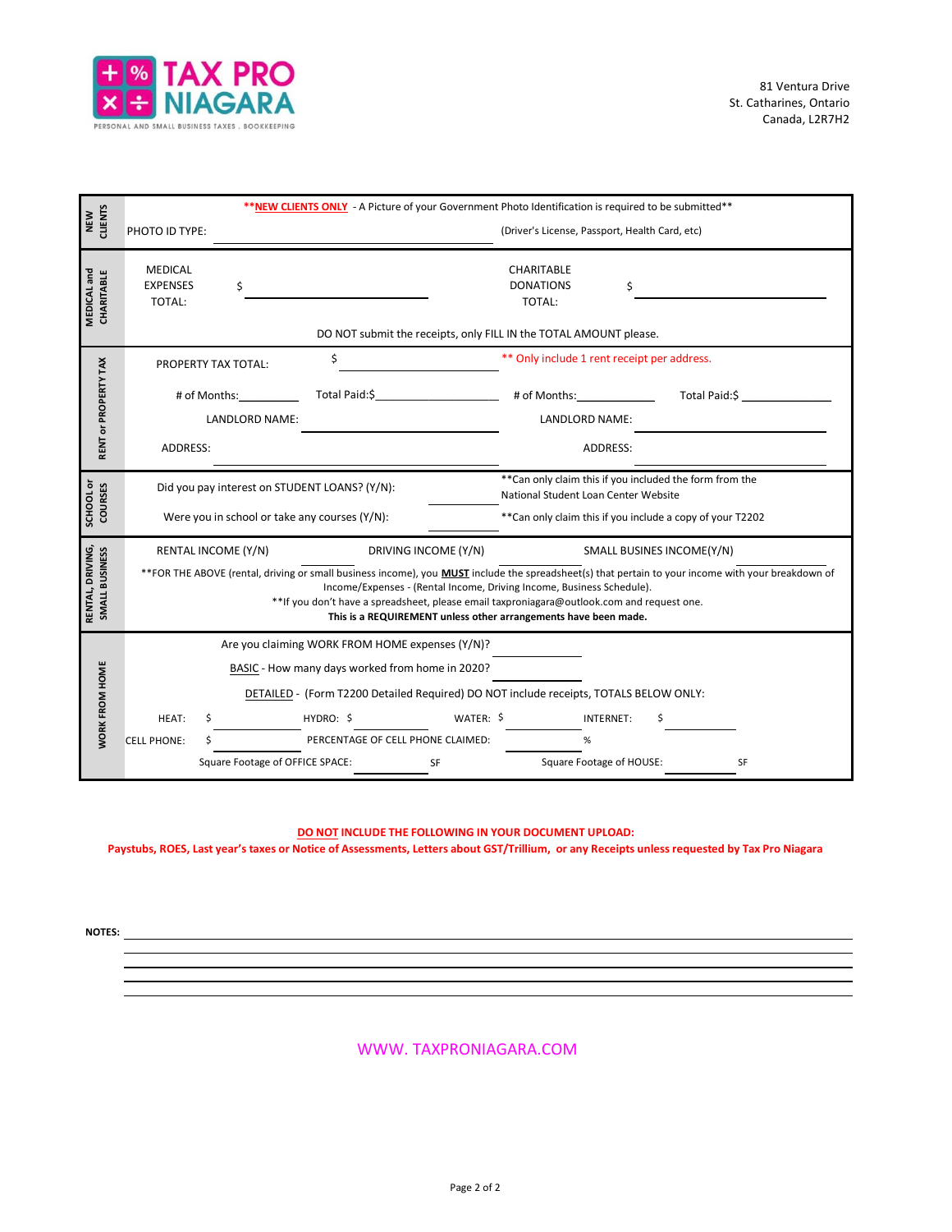TAX PRO NIAGARA

PERSONAL AND SMALL BUSINESS TAXES . BOOKKEEPING

81 Ventura Drive
St. Catharines, Ontario
Canada, L2R7H2

## NEW CLIENTS

****NEW CLIENTS ONLY** - A Picture of your Government Photo Identification is required to be submitted****

PHOTO ID TYPE: ______________________ (Driver's License, Passport, Health Card, etc)

## MEDICAL and CHARITABLE

MEDICAL EXPENSES TOTAL: $ ______________________

CHARITABLE DONATIONS TOTAL: $ ______________________

DO NOT submit the receipts, only FILL IN the TOTAL AMOUNT please.

## RENT or PROPERTY TAX

PROPERTY TAX TOTAL: $ ______________________

** Only include 1 rent receipt per address.

| | |
|---|---|
| # of Months: ________ Total Paid:$ ________ | # of Months: ________ Total Paid:$ ________ |
| LANDLORD NAME: ________ | LANDLORD NAME: ________ |
| ADDRESS: ________ | ADDRESS: ________ |

## SCHOOL or COURSES

Did you pay interest on STUDENT LOANS? (Y/N): ________ **Can only claim this if you included the form from the National Student Loan Center Website

Were you in school or take any courses (Y/N): ________ **Can only claim this if you include a copy of your T2202

## RENTAL, DRIVING, SMALL BUSINESS

RENTAL INCOME (Y/N) ________ DRIVING INCOME (Y/N) ________ SMALL BUSINES INCOME(Y/N) ________

**FOR THE ABOVE (rental, driving or small business income), you **MUST** include the spreadsheet(s) that pertain to your income with your breakdown of Income/Expenses - (Rental Income, Driving Income, Business Schedule).

**If you don't have a spreadsheet, please email taxproniagara@outlook.com and request one.

**This is a REQUIREMENT unless other arrangements have been made.**

## WORK FROM HOME

Are you claiming WORK FROM HOME expenses (Y/N)? ________

BASIC - How many days worked from home in 2020? ________

DETAILED - (Form T2200 Detailed Required) DO NOT include receipts, TOTALS BELOW ONLY:

HEAT: $ ________ HYDRO: $ ________ WATER: $ ________ INTERNET: $ ________

CELL PHONE: $ ________ PERCENTAGE OF CELL PHONE CLAIMED: ________ %

Square Footage of OFFICE SPACE: ________ SF Square Footage of HOUSE: ________ SF

**DO NOT INCLUDE THE FOLLOWING IN YOUR DOCUMENT UPLOAD:**
**Paystubs, ROES, Last year's taxes or Notice of Assessments, Letters about GST/Trillium, or any Receipts unless requested by Tax Pro Niagara**

**NOTES:** ______________________________________________

WWW. TAXPRONIAGARA.COM